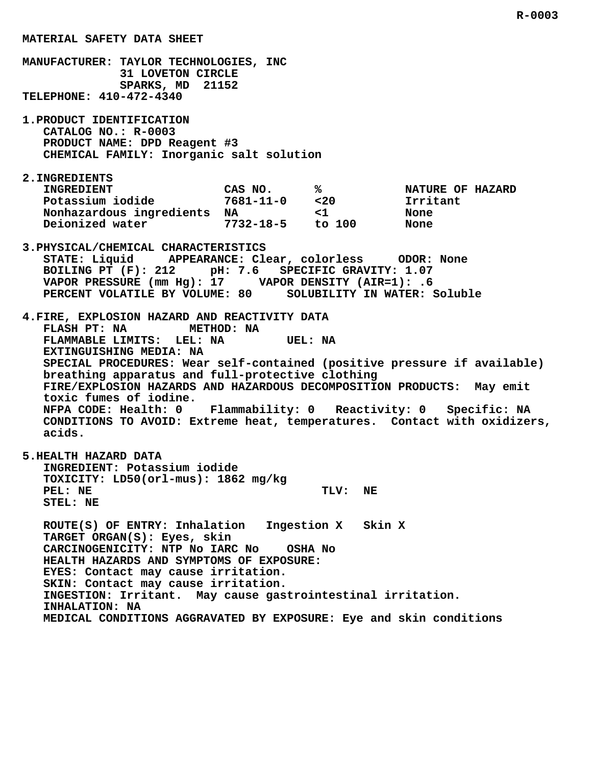R-0003

# MATERIAL SAFETY DATA SHEET

**MANUFACTURER:** TAYLOR TECHNOLOGIES, INC
31 LOVETON CIRCLE
SPARKS, MD 21152
**TELEPHONE:** 410-472-4340

## 1. PRODUCT IDENTIFICATION

CATALOG NO.: R-0003
PRODUCT NAME: DPD Reagent #3
CHEMICAL FAMILY: Inorganic salt solution

## 2. INGREDIENTS

| INGREDIENT | CAS NO. | % | NATURE OF HAZARD |
|---|---|---|---|
| Potassium iodide | 7681-11-0 | <20 | Irritant |
| Nonhazardous ingredients | NA | <1 | None |
| Deionized water | 7732-18-5 | to 100 | None |

## 3. PHYSICAL/CHEMICAL CHARACTERISTICS

STATE: Liquid APPEARANCE: Clear, colorless ODOR: None
BOILING PT (F): 212 pH: 7.6 SPECIFIC GRAVITY: 1.07
VAPOR PRESSURE (mm Hg): 17 VAPOR DENSITY (AIR=1): .6
PERCENT VOLATILE BY VOLUME: 80 SOLUBILITY IN WATER: Soluble

## 4. FIRE, EXPLOSION HAZARD AND REACTIVITY DATA

FLASH PT: NA METHOD: NA
FLAMMABLE LIMITS: LEL: NA UEL: NA
EXTINGUISHING MEDIA: NA
SPECIAL PROCEDURES: Wear self-contained (positive pressure if available) breathing apparatus and full-protective clothing
FIRE/EXPLOSION HAZARDS AND HAZARDOUS DECOMPOSITION PRODUCTS: May emit toxic fumes of iodine.
NFPA CODE: Health: 0 Flammability: 0 Reactivity: 0 Specific: NA
CONDITIONS TO AVOID: Extreme heat, temperatures. Contact with oxidizers, acids.

## 5. HEALTH HAZARD DATA

INGREDIENT: Potassium iodide
TOXICITY: LD50(orl-mus): 1862 mg/kg
PEL: NE TLV: NE
STEL: NE

ROUTE(S) OF ENTRY: Inhalation Ingestion X Skin X
TARGET ORGAN(S): Eyes, skin
CARCINOGENICITY: NTP No IARC No OSHA No
HEALTH HAZARDS AND SYMPTOMS OF EXPOSURE:
EYES: Contact may cause irritation.
SKIN: Contact may cause irritation.
INGESTION: Irritant. May cause gastrointestinal irritation.
INHALATION: NA
MEDICAL CONDITIONS AGGRAVATED BY EXPOSURE: Eye and skin conditions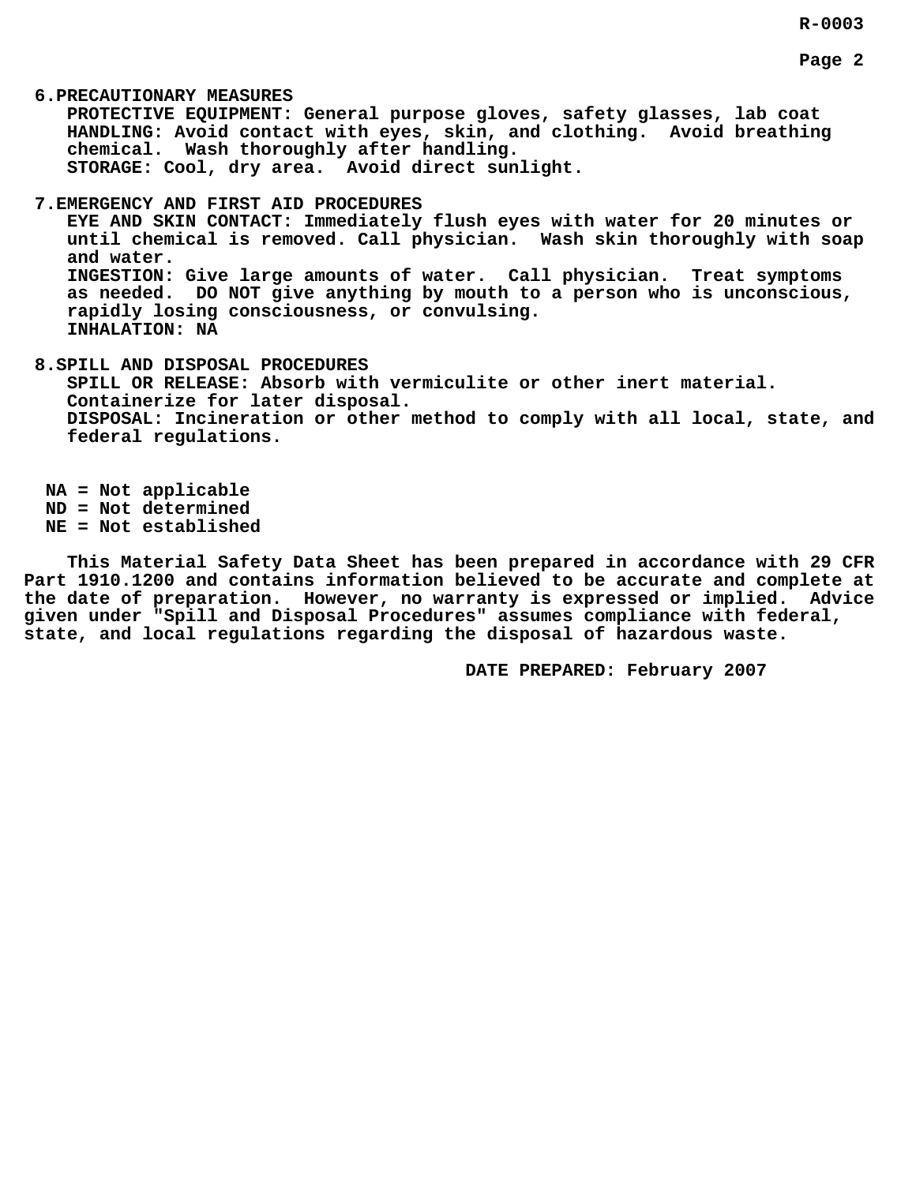## 6. PRECAUTIONARY MEASURES

**PROTECTIVE EQUIPMENT:** General purpose gloves, safety glasses, lab coat
**HANDLING:** Avoid contact with eyes, skin, and clothing. Avoid breathing chemical. Wash thoroughly after handling.
**STORAGE:** Cool, dry area. Avoid direct sunlight.

## 7. EMERGENCY AND FIRST AID PROCEDURES

**EYE AND SKIN CONTACT:** Immediately flush eyes with water for 20 minutes or until chemical is removed. Call physician. Wash skin thoroughly with soap and water.
**INGESTION:** Give large amounts of water. Call physician. Treat symptoms as needed. DO NOT give anything by mouth to a person who is unconscious, rapidly losing consciousness, or convulsing.
**INHALATION:** NA

## 8. SPILL AND DISPOSAL PROCEDURES

**SPILL OR RELEASE:** Absorb with vermiculite or other inert material. Containerize for later disposal.
**DISPOSAL:** Incineration or other method to comply with all local, state, and federal regulations.

NA = Not applicable
ND = Not determined
NE = Not established

This Material Safety Data Sheet has been prepared in accordance with 29 CFR Part 1910.1200 and contains information believed to be accurate and complete at the date of preparation. However, no warranty is expressed or implied. Advice given under "Spill and Disposal Procedures" assumes compliance with federal, state, and local regulations regarding the disposal of hazardous waste.

**DATE PREPARED: February 2007**